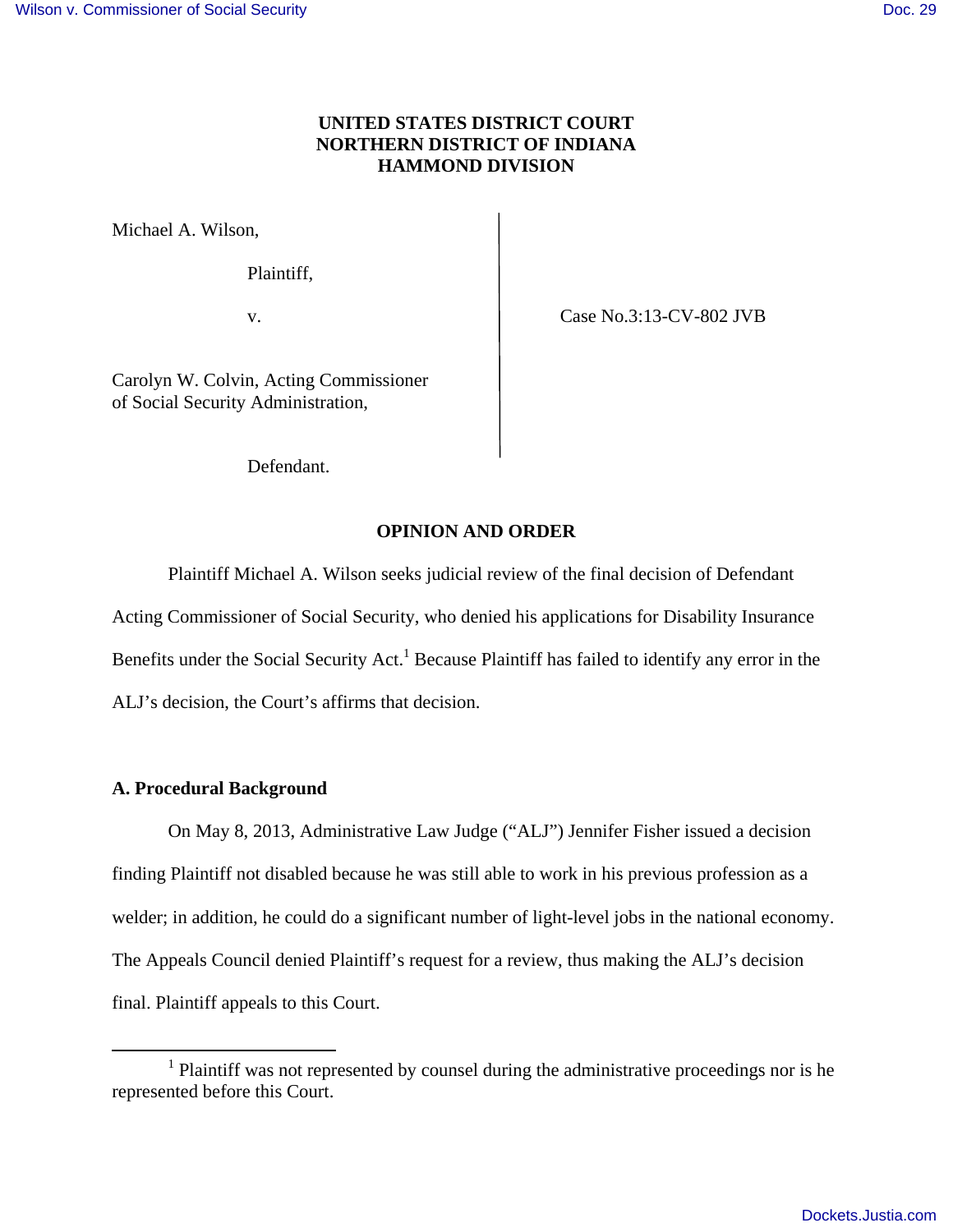**UNITED STATES DISTRICT COURT**
**NORTHERN DISTRICT OF INDIANA**
**HAMMOND DIVISION**

Michael A. Wilson,

Plaintiff,

v.

Carolyn W. Colvin, Acting Commissioner of Social Security Administration,

Defendant.

Case No.3:13-CV-802 JVB

**OPINION AND ORDER**

Plaintiff Michael A. Wilson seeks judicial review of the final decision of Defendant Acting Commissioner of Social Security, who denied his applications for Disability Insurance Benefits under the Social Security Act.[1] Because Plaintiff has failed to identify any error in the ALJ's decision, the Court's affirms that decision.

**A. Procedural Background**

On May 8, 2013, Administrative Law Judge ("ALJ") Jennifer Fisher issued a decision finding Plaintiff not disabled because he was still able to work in his previous profession as a welder; in addition, he could do a significant number of light-level jobs in the national economy. The Appeals Council denied Plaintiff's request for a review, thus making the ALJ's decision final. Plaintiff appeals to this Court.

[1] Plaintiff was not represented by counsel during the administrative proceedings nor is he represented before this Court.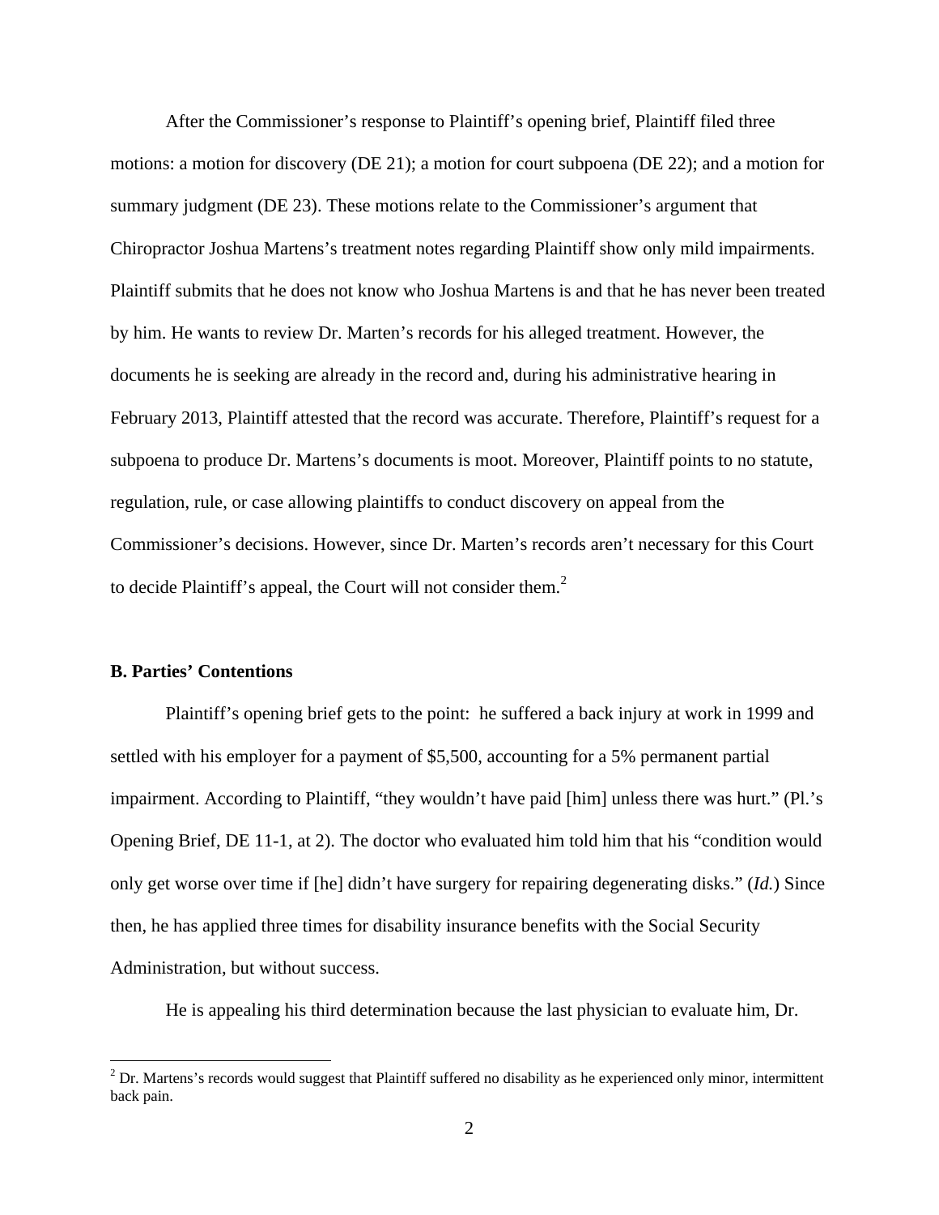After the Commissioner's response to Plaintiff's opening brief, Plaintiff filed three motions: a motion for discovery (DE 21); a motion for court subpoena (DE 22); and a motion for summary judgment (DE 23). These motions relate to the Commissioner's argument that Chiropractor Joshua Martens's treatment notes regarding Plaintiff show only mild impairments. Plaintiff submits that he does not know who Joshua Martens is and that he has never been treated by him. He wants to review Dr. Marten's records for his alleged treatment. However, the documents he is seeking are already in the record and, during his administrative hearing in February 2013, Plaintiff attested that the record was accurate. Therefore, Plaintiff's request for a subpoena to produce Dr. Martens's documents is moot. Moreover, Plaintiff points to no statute, regulation, rule, or case allowing plaintiffs to conduct discovery on appeal from the Commissioner's decisions. However, since Dr. Marten's records aren't necessary for this Court to decide Plaintiff's appeal, the Court will not consider them.[2]

**B. Parties' Contentions**

Plaintiff's opening brief gets to the point: he suffered a back injury at work in 1999 and settled with his employer for a payment of $5,500, accounting for a 5% permanent partial impairment. According to Plaintiff, "they wouldn't have paid [him] unless there was hurt." (Pl.'s Opening Brief, DE 11-1, at 2). The doctor who evaluated him told him that his "condition would only get worse over time if [he] didn't have surgery for repairing degenerating disks." (*Id.*) Since then, he has applied three times for disability insurance benefits with the Social Security Administration, but without success.

He is appealing his third determination because the last physician to evaluate him, Dr.

[2] Dr. Martens's records would suggest that Plaintiff suffered no disability as he experienced only minor, intermittent back pain.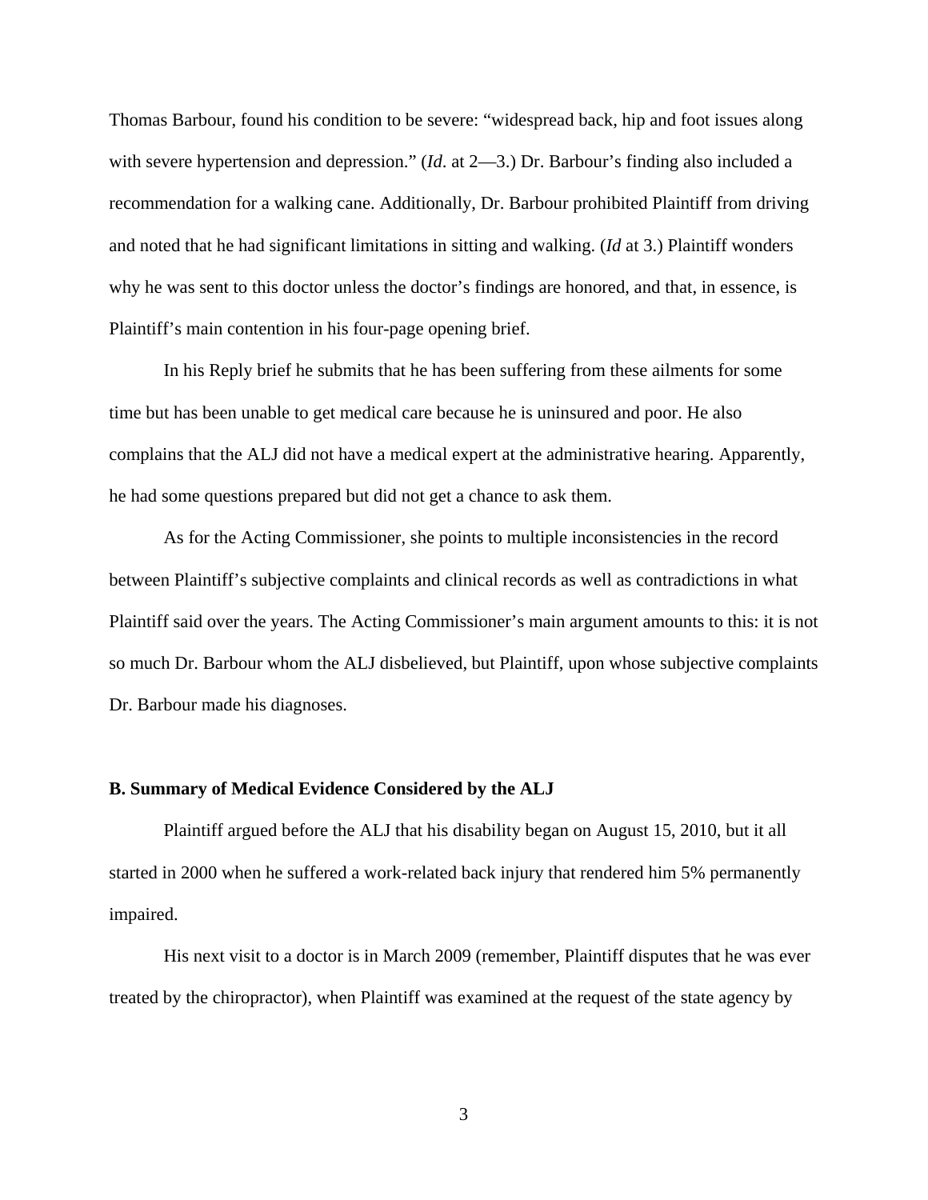Thomas Barbour, found his condition to be severe: "widespread back, hip and foot issues along with severe hypertension and depression." (*Id*. at 2—3.) Dr. Barbour's finding also included a recommendation for a walking cane. Additionally, Dr. Barbour prohibited Plaintiff from driving and noted that he had significant limitations in sitting and walking. (*Id* at 3.) Plaintiff wonders why he was sent to this doctor unless the doctor's findings are honored, and that, in essence, is Plaintiff's main contention in his four-page opening brief.

In his Reply brief he submits that he has been suffering from these ailments for some time but has been unable to get medical care because he is uninsured and poor. He also complains that the ALJ did not have a medical expert at the administrative hearing. Apparently, he had some questions prepared but did not get a chance to ask them.

As for the Acting Commissioner, she points to multiple inconsistencies in the record between Plaintiff's subjective complaints and clinical records as well as contradictions in what Plaintiff said over the years. The Acting Commissioner's main argument amounts to this: it is not so much Dr. Barbour whom the ALJ disbelieved, but Plaintiff, upon whose subjective complaints Dr. Barbour made his diagnoses.

**B. Summary of Medical Evidence Considered by the ALJ**

Plaintiff argued before the ALJ that his disability began on August 15, 2010, but it all started in 2000 when he suffered a work-related back injury that rendered him 5% permanently impaired.

His next visit to a doctor is in March 2009 (remember, Plaintiff disputes that he was ever treated by the chiropractor), when Plaintiff was examined at the request of the state agency by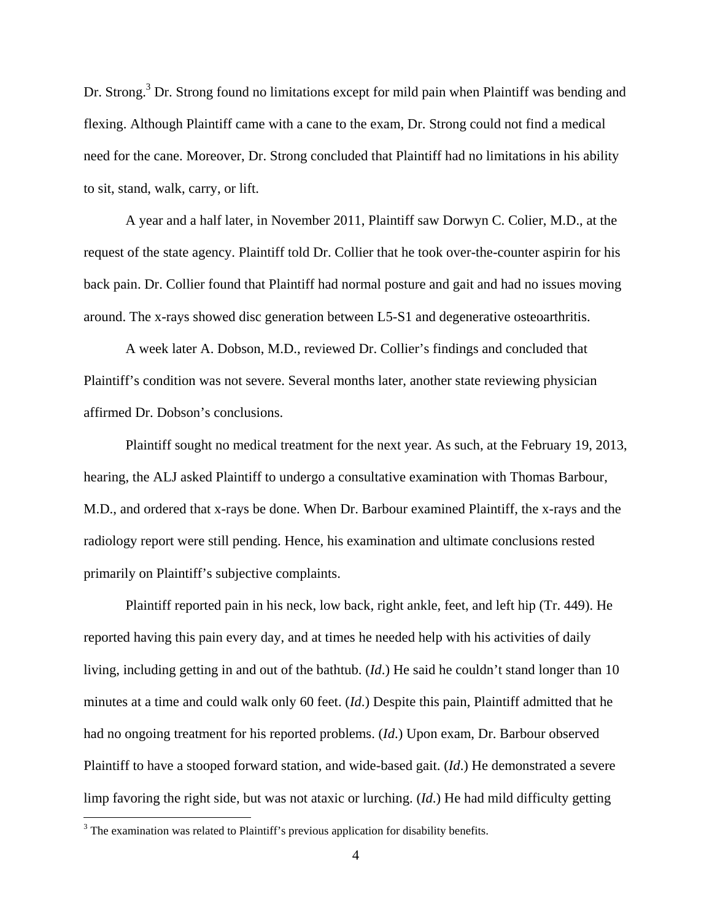Dr. Strong.[3] Dr. Strong found no limitations except for mild pain when Plaintiff was bending and flexing. Although Plaintiff came with a cane to the exam, Dr. Strong could not find a medical need for the cane. Moreover, Dr. Strong concluded that Plaintiff had no limitations in his ability to sit, stand, walk, carry, or lift.

A year and a half later, in November 2011, Plaintiff saw Dorwyn C. Colier, M.D., at the request of the state agency. Plaintiff told Dr. Collier that he took over-the-counter aspirin for his back pain. Dr. Collier found that Plaintiff had normal posture and gait and had no issues moving around. The x-rays showed disc generation between L5-S1 and degenerative osteoarthritis.

A week later A. Dobson, M.D., reviewed Dr. Collier's findings and concluded that Plaintiff's condition was not severe. Several months later, another state reviewing physician affirmed Dr. Dobson's conclusions.

Plaintiff sought no medical treatment for the next year. As such, at the February 19, 2013, hearing, the ALJ asked Plaintiff to undergo a consultative examination with Thomas Barbour, M.D., and ordered that x-rays be done. When Dr. Barbour examined Plaintiff, the x-rays and the radiology report were still pending. Hence, his examination and ultimate conclusions rested primarily on Plaintiff's subjective complaints.

Plaintiff reported pain in his neck, low back, right ankle, feet, and left hip (Tr. 449). He reported having this pain every day, and at times he needed help with his activities of daily living, including getting in and out of the bathtub. (*Id*.) He said he couldn't stand longer than 10 minutes at a time and could walk only 60 feet. (*Id*.) Despite this pain, Plaintiff admitted that he had no ongoing treatment for his reported problems. (*Id*.) Upon exam, Dr. Barbour observed Plaintiff to have a stooped forward station, and wide-based gait. (*Id*.) He demonstrated a severe limp favoring the right side, but was not ataxic or lurching. (*Id*.) He had mild difficulty getting

[3] The examination was related to Plaintiff's previous application for disability benefits.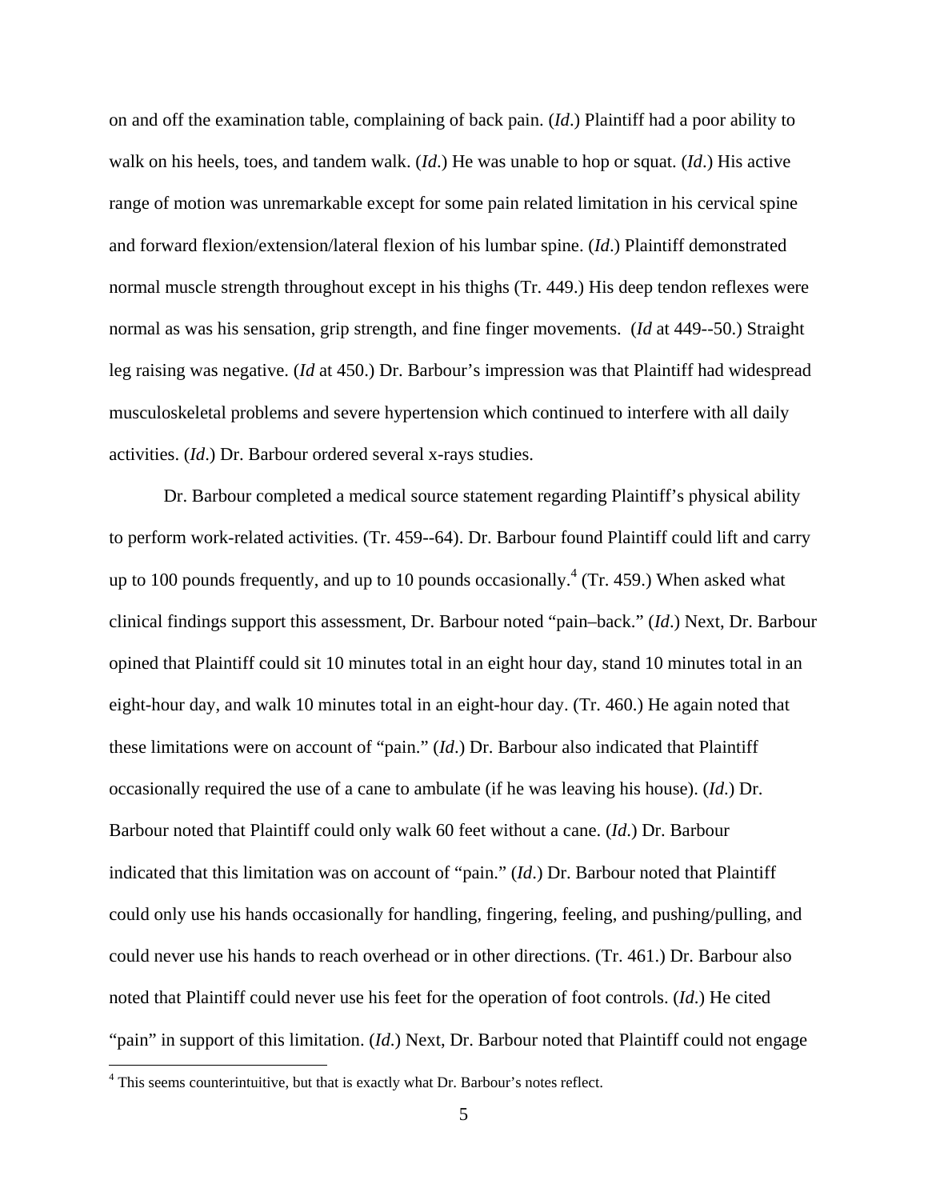on and off the examination table, complaining of back pain. (*Id*.) Plaintiff had a poor ability to walk on his heels, toes, and tandem walk. (*Id*.) He was unable to hop or squat. (*Id*.) His active range of motion was unremarkable except for some pain related limitation in his cervical spine and forward flexion/extension/lateral flexion of his lumbar spine. (*Id*.) Plaintiff demonstrated normal muscle strength throughout except in his thighs (Tr. 449.) His deep tendon reflexes were normal as was his sensation, grip strength, and fine finger movements. (*Id* at 449--50.) Straight leg raising was negative. (*Id* at 450.) Dr. Barbour's impression was that Plaintiff had widespread musculoskeletal problems and severe hypertension which continued to interfere with all daily activities. (*Id*.) Dr. Barbour ordered several x-rays studies.

Dr. Barbour completed a medical source statement regarding Plaintiff's physical ability to perform work-related activities. (Tr. 459--64). Dr. Barbour found Plaintiff could lift and carry up to 100 pounds frequently, and up to 10 pounds occasionally.[4] (Tr. 459.) When asked what clinical findings support this assessment, Dr. Barbour noted "pain–back." (*Id*.) Next, Dr. Barbour opined that Plaintiff could sit 10 minutes total in an eight hour day, stand 10 minutes total in an eight-hour day, and walk 10 minutes total in an eight-hour day. (Tr. 460.) He again noted that these limitations were on account of "pain." (*Id*.) Dr. Barbour also indicated that Plaintiff occasionally required the use of a cane to ambulate (if he was leaving his house). (*Id*.) Dr. Barbour noted that Plaintiff could only walk 60 feet without a cane. (*Id*.) Dr. Barbour indicated that this limitation was on account of "pain." (*Id*.) Dr. Barbour noted that Plaintiff could only use his hands occasionally for handling, fingering, feeling, and pushing/pulling, and could never use his hands to reach overhead or in other directions. (Tr. 461.) Dr. Barbour also noted that Plaintiff could never use his feet for the operation of foot controls. (*Id*.) He cited "pain" in support of this limitation. (*Id*.) Next, Dr. Barbour noted that Plaintiff could not engage

[4] This seems counterintuitive, but that is exactly what Dr. Barbour's notes reflect.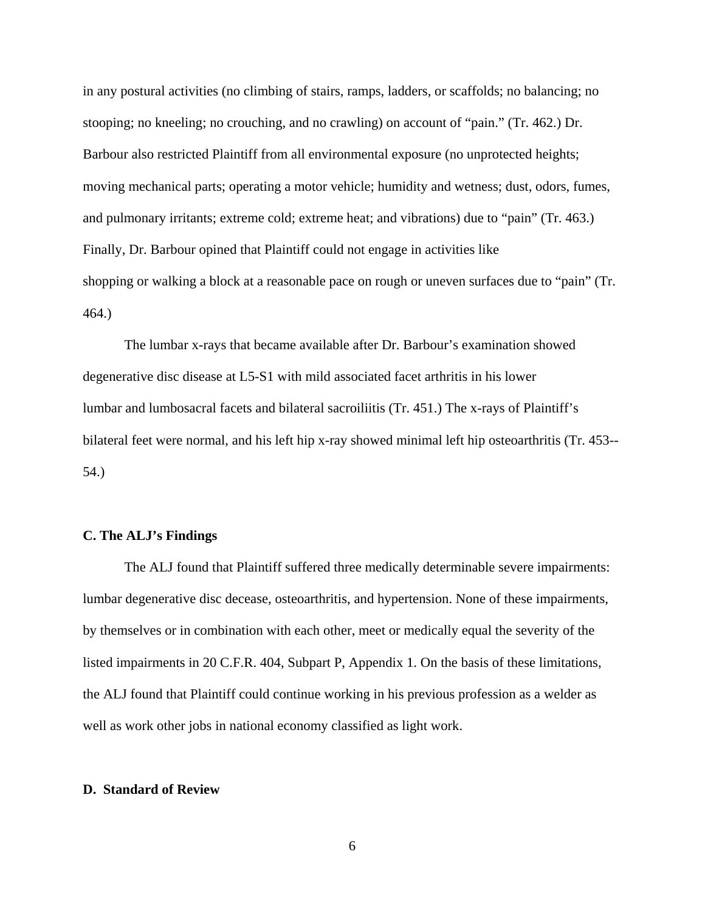in any postural activities (no climbing of stairs, ramps, ladders, or scaffolds; no balancing; no stooping; no kneeling; no crouching, and no crawling) on account of "pain." (Tr. 462.) Dr. Barbour also restricted Plaintiff from all environmental exposure (no unprotected heights; moving mechanical parts; operating a motor vehicle; humidity and wetness; dust, odors, fumes, and pulmonary irritants; extreme cold; extreme heat; and vibrations) due to "pain" (Tr. 463.) Finally, Dr. Barbour opined that Plaintiff could not engage in activities like shopping or walking a block at a reasonable pace on rough or uneven surfaces due to "pain" (Tr. 464.)

The lumbar x-rays that became available after Dr. Barbour's examination showed degenerative disc disease at L5-S1 with mild associated facet arthritis in his lower lumbar and lumbosacral facets and bilateral sacroiliitis (Tr. 451.) The x-rays of Plaintiff's bilateral feet were normal, and his left hip x-ray showed minimal left hip osteoarthritis (Tr. 453--54.)

### C. The ALJ's Findings

The ALJ found that Plaintiff suffered three medically determinable severe impairments: lumbar degenerative disc decease, osteoarthritis, and hypertension. None of these impairments, by themselves or in combination with each other, meet or medically equal the severity of the listed impairments in 20 C.F.R. 404, Subpart P, Appendix 1. On the basis of these limitations, the ALJ found that Plaintiff could continue working in his previous profession as a welder as well as work other jobs in national economy classified as light work.

### D. Standard of Review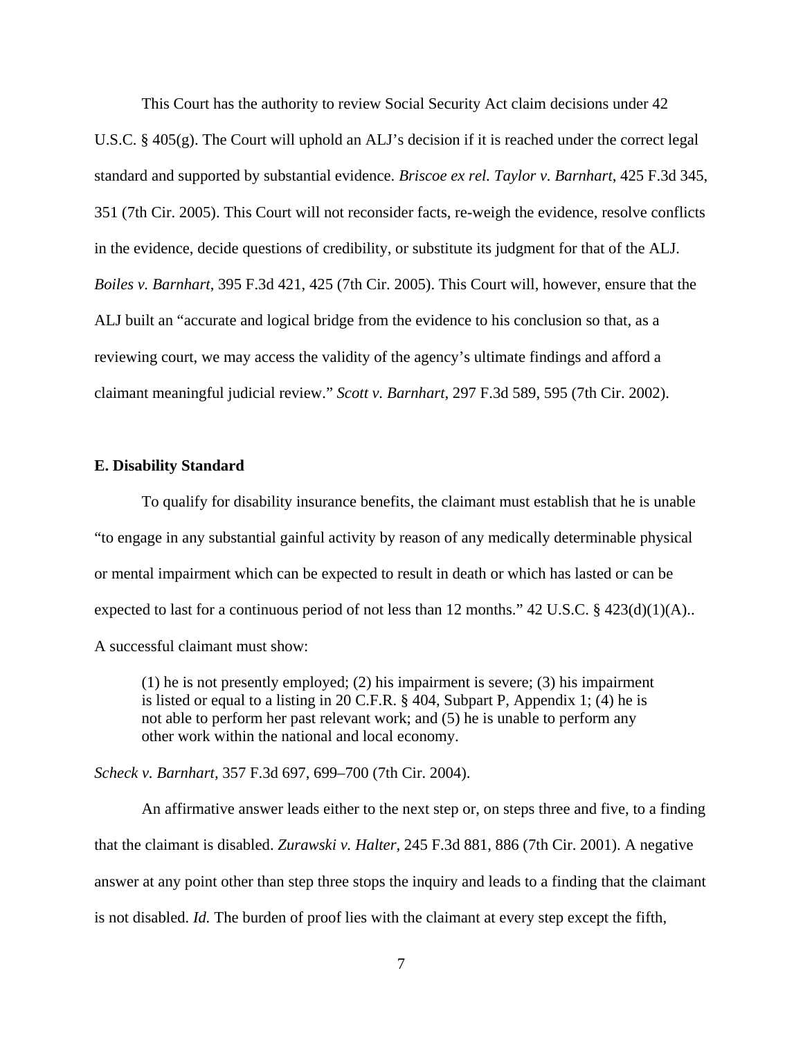This Court has the authority to review Social Security Act claim decisions under 42 U.S.C. § 405(g). The Court will uphold an ALJ's decision if it is reached under the correct legal standard and supported by substantial evidence. *Briscoe ex rel. Taylor v. Barnhart*, 425 F.3d 345, 351 (7th Cir. 2005). This Court will not reconsider facts, re-weigh the evidence, resolve conflicts in the evidence, decide questions of credibility, or substitute its judgment for that of the ALJ. *Boiles v. Barnhart*, 395 F.3d 421, 425 (7th Cir. 2005). This Court will, however, ensure that the ALJ built an "accurate and logical bridge from the evidence to his conclusion so that, as a reviewing court, we may access the validity of the agency's ultimate findings and afford a claimant meaningful judicial review." *Scott v. Barnhart*, 297 F.3d 589, 595 (7th Cir. 2002).

**E. Disability Standard**

To qualify for disability insurance benefits, the claimant must establish that he is unable "to engage in any substantial gainful activity by reason of any medically determinable physical or mental impairment which can be expected to result in death or which has lasted or can be expected to last for a continuous period of not less than 12 months." 42 U.S.C. § 423(d)(1)(A).. A successful claimant must show:

> (1) he is not presently employed; (2) his impairment is severe; (3) his impairment is listed or equal to a listing in 20 C.F.R. § 404, Subpart P, Appendix 1; (4) he is not able to perform her past relevant work; and (5) he is unable to perform any other work within the national and local economy.

*Scheck v. Barnhart*, 357 F.3d 697, 699–700 (7th Cir. 2004).

An affirmative answer leads either to the next step or, on steps three and five, to a finding that the claimant is disabled. *Zurawski v. Halter*, 245 F.3d 881, 886 (7th Cir. 2001). A negative answer at any point other than step three stops the inquiry and leads to a finding that the claimant is not disabled. *Id.* The burden of proof lies with the claimant at every step except the fifth,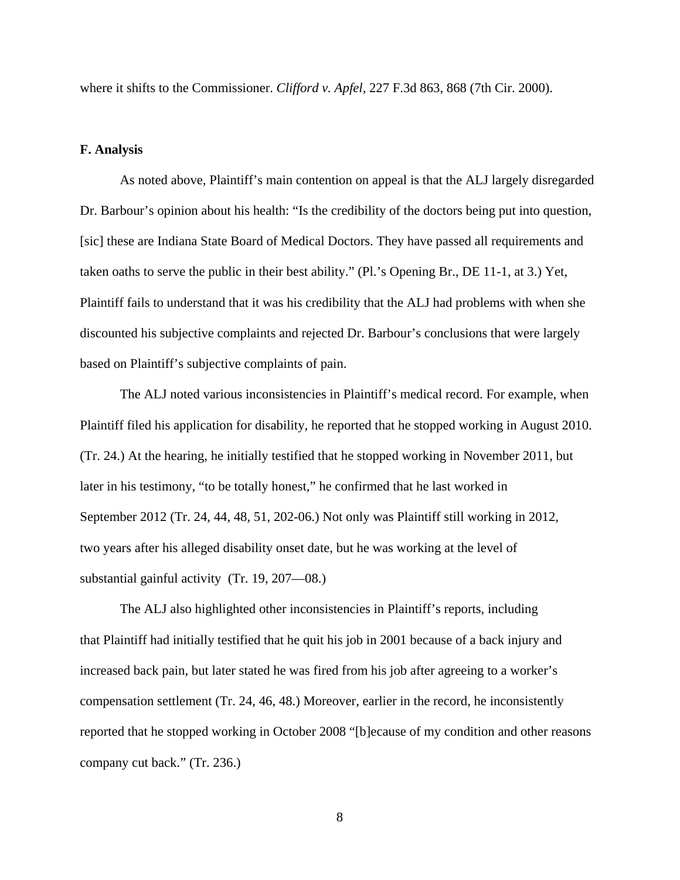where it shifts to the Commissioner. *Clifford v. Apfel*, 227 F.3d 863, 868 (7th Cir. 2000).

**F. Analysis**

As noted above, Plaintiff's main contention on appeal is that the ALJ largely disregarded Dr. Barbour's opinion about his health: "Is the credibility of the doctors being put into question, [sic] these are Indiana State Board of Medical Doctors. They have passed all requirements and taken oaths to serve the public in their best ability." (Pl.'s Opening Br., DE 11-1, at 3.) Yet, Plaintiff fails to understand that it was his credibility that the ALJ had problems with when she discounted his subjective complaints and rejected Dr. Barbour's conclusions that were largely based on Plaintiff's subjective complaints of pain.

The ALJ noted various inconsistencies in Plaintiff's medical record. For example, when Plaintiff filed his application for disability, he reported that he stopped working in August 2010. (Tr. 24.) At the hearing, he initially testified that he stopped working in November 2011, but later in his testimony, "to be totally honest," he confirmed that he last worked in September 2012 (Tr. 24, 44, 48, 51, 202-06.) Not only was Plaintiff still working in 2012, two years after his alleged disability onset date, but he was working at the level of substantial gainful activity (Tr. 19, 207—08.)

The ALJ also highlighted other inconsistencies in Plaintiff's reports, including that Plaintiff had initially testified that he quit his job in 2001 because of a back injury and increased back pain, but later stated he was fired from his job after agreeing to a worker's compensation settlement (Tr. 24, 46, 48.) Moreover, earlier in the record, he inconsistently reported that he stopped working in October 2008 "[b]ecause of my condition and other reasons company cut back." (Tr. 236.)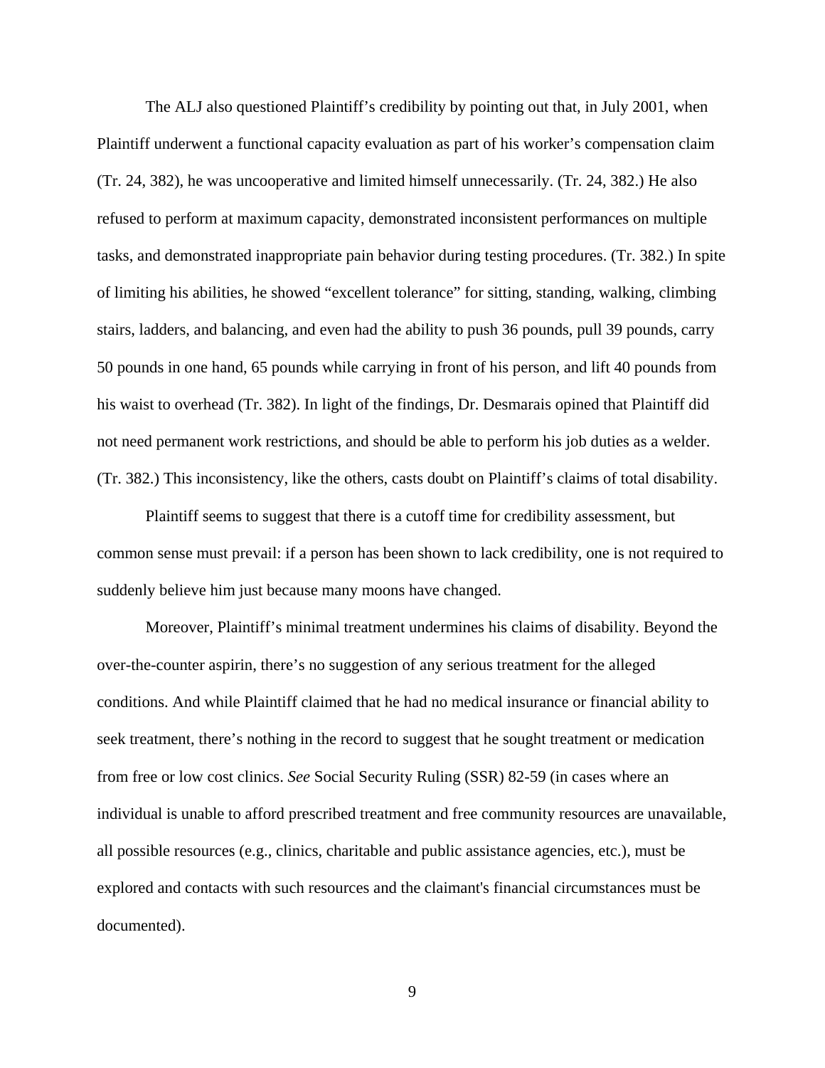The ALJ also questioned Plaintiff's credibility by pointing out that, in July 2001, when Plaintiff underwent a functional capacity evaluation as part of his worker's compensation claim (Tr. 24, 382), he was uncooperative and limited himself unnecessarily. (Tr. 24, 382.) He also refused to perform at maximum capacity, demonstrated inconsistent performances on multiple tasks, and demonstrated inappropriate pain behavior during testing procedures. (Tr. 382.) In spite of limiting his abilities, he showed "excellent tolerance" for sitting, standing, walking, climbing stairs, ladders, and balancing, and even had the ability to push 36 pounds, pull 39 pounds, carry 50 pounds in one hand, 65 pounds while carrying in front of his person, and lift 40 pounds from his waist to overhead (Tr. 382). In light of the findings, Dr. Desmarais opined that Plaintiff did not need permanent work restrictions, and should be able to perform his job duties as a welder. (Tr. 382.) This inconsistency, like the others, casts doubt on Plaintiff's claims of total disability.

Plaintiff seems to suggest that there is a cutoff time for credibility assessment, but common sense must prevail: if a person has been shown to lack credibility, one is not required to suddenly believe him just because many moons have changed.

Moreover, Plaintiff's minimal treatment undermines his claims of disability. Beyond the over-the-counter aspirin, there's no suggestion of any serious treatment for the alleged conditions. And while Plaintiff claimed that he had no medical insurance or financial ability to seek treatment, there's nothing in the record to suggest that he sought treatment or medication from free or low cost clinics. *See* Social Security Ruling (SSR) 82-59 (in cases where an individual is unable to afford prescribed treatment and free community resources are unavailable, all possible resources (e.g., clinics, charitable and public assistance agencies, etc.), must be explored and contacts with such resources and the claimant's financial circumstances must be documented).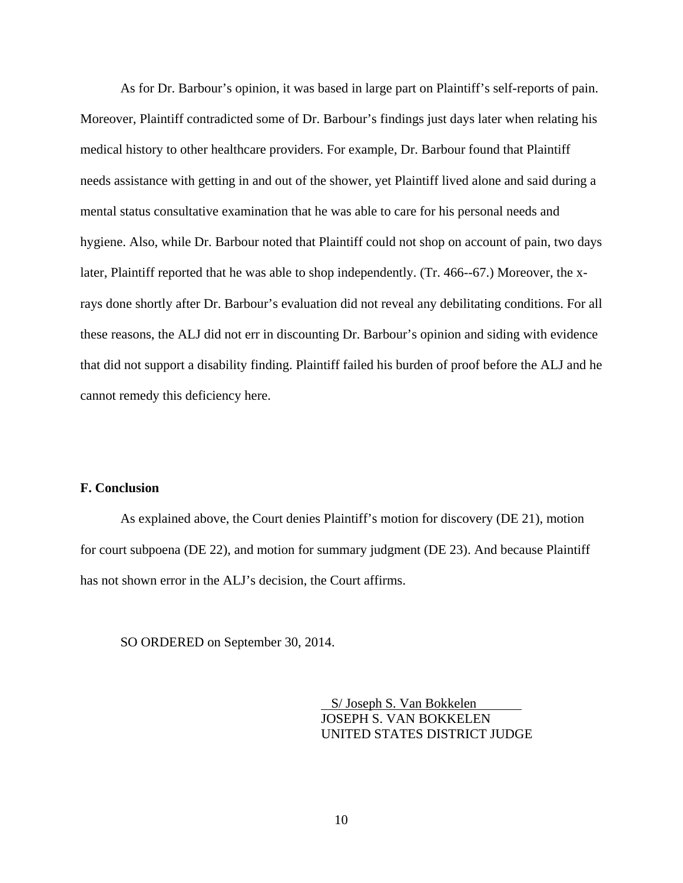As for Dr. Barbour's opinion, it was based in large part on Plaintiff's self-reports of pain. Moreover, Plaintiff contradicted some of Dr. Barbour's findings just days later when relating his medical history to other healthcare providers. For example, Dr. Barbour found that Plaintiff needs assistance with getting in and out of the shower, yet Plaintiff lived alone and said during a mental status consultative examination that he was able to care for his personal needs and hygiene. Also, while Dr. Barbour noted that Plaintiff could not shop on account of pain, two days later, Plaintiff reported that he was able to shop independently. (Tr. 466--67.) Moreover, the x-rays done shortly after Dr. Barbour's evaluation did not reveal any debilitating conditions. For all these reasons, the ALJ did not err in discounting Dr. Barbour's opinion and siding with evidence that did not support a disability finding. Plaintiff failed his burden of proof before the ALJ and he cannot remedy this deficiency here.

**F. Conclusion**

As explained above, the Court denies Plaintiff's motion for discovery (DE 21), motion for court subpoena (DE 22), and motion for summary judgment (DE 23). And because Plaintiff has not shown error in the ALJ's decision, the Court affirms.

SO ORDERED on September 30, 2014.

S/ Joseph S. Van Bokkelen
JOSEPH S. VAN BOKKELEN
UNITED STATES DISTRICT JUDGE